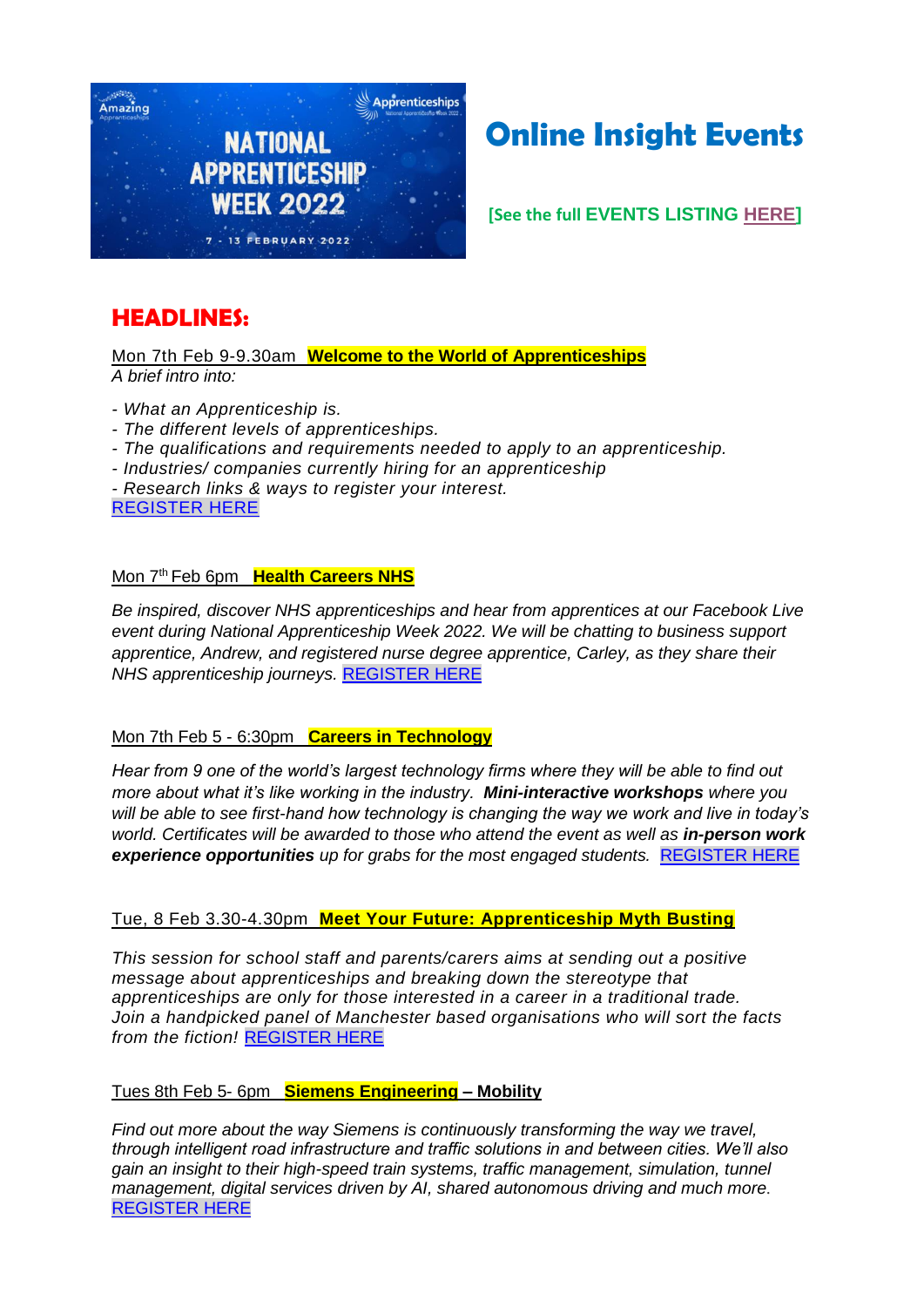# Online Insight Events

**[See the full EVENTS LISTING HERE]**

## HEADLINES:

Mon 7th Feb 9-9.30am **Welcome to the World of Apprenticeships**
*A brief intro into:*

- *What an Apprenticeship is.*
- *The different levels of apprenticeships.*
- *The qualifications and requirements needed to apply to an apprenticeship.*
- *Industries/ companies currently hiring for an apprenticeship*
- *Research links & ways to register your interest.*

REGISTER HERE

Mon 7th Feb 6pm **Health Careers NHS**

*Be inspired, discover NHS apprenticeships and hear from apprentices at our Facebook Live event during National Apprenticeship Week 2022. We will be chatting to business support apprentice, Andrew, and registered nurse degree apprentice, Carley, as they share their NHS apprenticeship journeys.* REGISTER HERE

Mon 7th Feb 5 - 6:30pm **Careers in Technology**

*Hear from 9 one of the world's largest technology firms where they will be able to find out more about what it's like working in the industry.* ***Mini-interactive workshops*** *where you will be able to see first-hand how technology is changing the way we work and live in today's world. Certificates will be awarded to those who attend the event as well as* ***in-person work experience opportunities*** *up for grabs for the most engaged students.* REGISTER HERE

Tue, 8 Feb 3.30-4.30pm **Meet Your Future: Apprenticeship Myth Busting**

*This session for school staff and parents/carers aims at sending out a positive message about apprenticeships and breaking down the stereotype that apprenticeships are only for those interested in a career in a traditional trade. Join a handpicked panel of Manchester based organisations who will sort the facts from the fiction!* REGISTER HERE

Tues 8th Feb 5- 6pm **Siemens Engineering – Mobility**

*Find out more about the way Siemens is continuously transforming the way we travel, through intelligent road infrastructure and traffic solutions in and between cities. We'll also gain an insight to their high-speed train systems, traffic management, simulation, tunnel management, digital services driven by AI, shared autonomous driving and much more.*
REGISTER HERE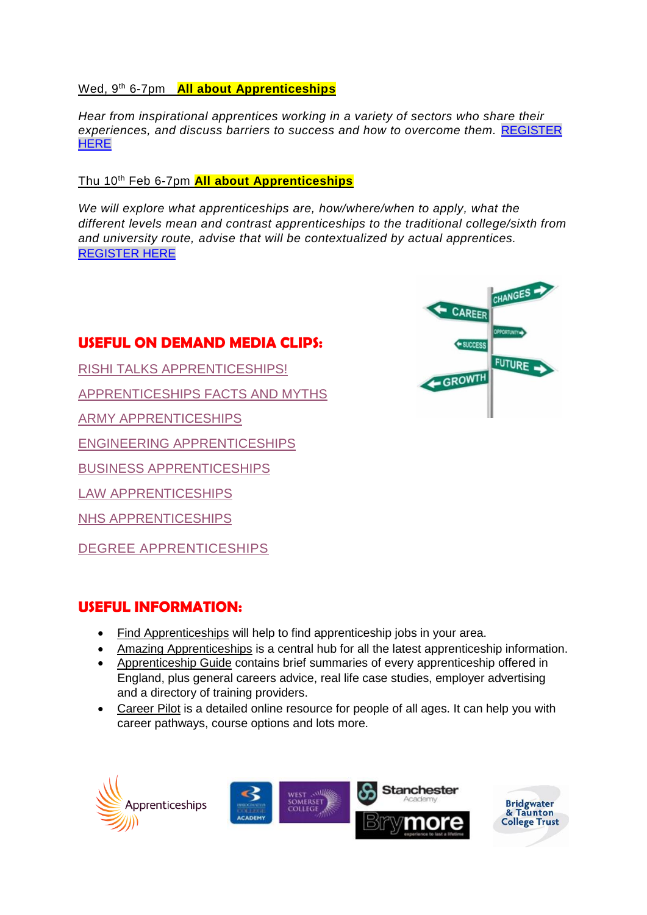Wed, 9th 6-7pm **All about Apprenticeships**

*Hear from inspirational apprentices working in a variety of sectors who share their experiences, and discuss barriers to success and how to overcome them.* REGISTER HERE

Thu 10th Feb 6-7pm **All about Apprenticeships**

*We will explore what apprenticeships are, how/where/when to apply, what the different levels mean and contrast apprenticeships to the traditional college/sixth from and university route, advise that will be contextualized by actual apprentices.*
REGISTER HERE

## USEFUL ON DEMAND MEDIA CLIPS:

RISHI TALKS APPRENTICESHIPS!

APPRENTICESHIPS FACTS AND MYTHS

ARMY APPRENTICESHIPS

ENGINEERING APPRENTICESHIPS

BUSINESS APPRENTICESHIPS

LAW APPRENTICESHIPS

NHS APPRENTICESHIPS

DEGREE APPRENTICESHIPS

## USEFUL INFORMATION:

- Find Apprenticeships will help to find apprenticeship jobs in your area.
- Amazing Apprenticeships is a central hub for all the latest apprenticeship information.
- Apprenticeship Guide contains brief summaries of every apprenticeship offered in England, plus general careers advice, real life case studies, employer advertising and a directory of training providers.
- Career Pilot is a detailed online resource for people of all ages. It can help you with career pathways, course options and lots more.